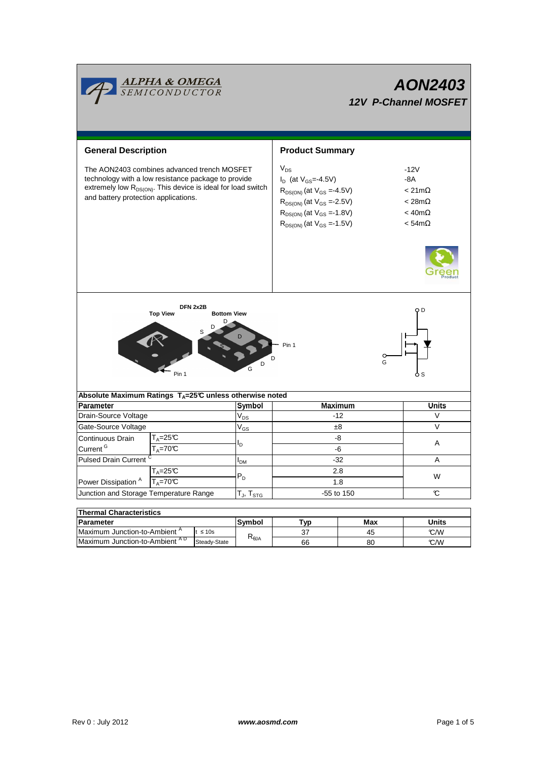# AON2403

## 12V P-Channel MOSFET

ALPHA & OMEGA SEMICONDUCTOR

## General Description

The AON2403 combines advanced trench MOSFET technology with a low resistance package to provide extremely low $R_{DS(ON)}$. This device is ideal for load switch and battery protection applications.

## Product Summary

| | |
|---|---|
| $V_{DS}$ | -12V |
| $I_D$ (at $V_{GS}$=-4.5V) | -8A |
| $R_{DS(ON)}$ (at $V_{GS}$ =-4.5V) | < 21mΩ |
| $R_{DS(ON)}$ (at $V_{GS}$ =-2.5V) | < 28mΩ |
| $R_{DS(ON)}$ (at $V_{GS}$ =-1.8V) | < 40mΩ |
| $R_{DS(ON)}$ (at $V_{GS}$ =-1.5V) | < 54mΩ |

DFN 2x2B

Top View — Bottom View

Pin 1

D, S, G

## Absolute Maximum Ratings $T_A$=25°C unless otherwise noted

| Parameter | | Symbol | Maximum | Units |
|---|---|---|---|---|
| Drain-Source Voltage | | $V_{DS}$ | -12 | V |
| Gate-Source Voltage | | $V_{GS}$ | ±8 | V |
| Continuous Drain Current [G] | $T_A$=25°C | $I_D$ | -8 | A |
| | $T_A$=70°C | | -6 | |
| Pulsed Drain Current [C] | | $I_{DM}$ | -32 | A |
| Power Dissipation [A] | $T_A$=25°C | $P_D$ | 2.8 | W |
| | $T_A$=70°C | | 1.8 | |
| Junction and Storage Temperature Range | | $T_J$, $T_{STG}$ | -55 to 150 | °C |

## Thermal Characteristics

| Parameter | | Symbol | Typ | Max | Units |
|---|---|---|---|---|---|
| Maximum Junction-to-Ambient [A] | t ≤ 10s | $R_{\theta JA}$ | 37 | 45 | °C/W |
| Maximum Junction-to-Ambient [A D] | Steady-State | | 66 | 80 | °C/W |

Rev 0 : July 2012 www.aosmd.com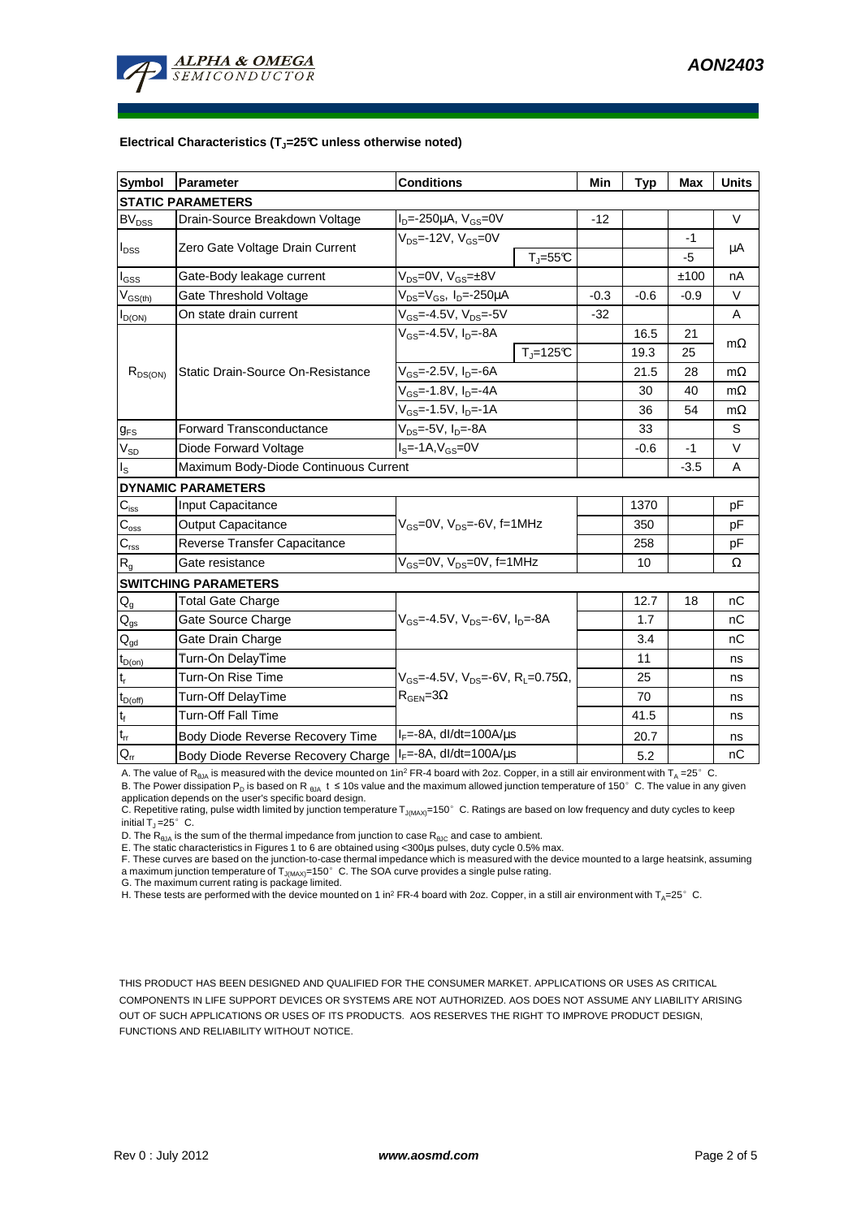**Electrical Characteristics ($T_J$=25°C unless otherwise noted)**

| Symbol | Parameter | Conditions | | Min | Typ | Max | Units |
|---|---|---|---|---|---|---|---|
| **STATIC PARAMETERS** | | | | | | | |
| $BV_{DSS}$ | Drain-Source Breakdown Voltage | $I_D$=-250µA, $V_{GS}$=0V | | -12 | | | V |
| $I_{DSS}$ | Zero Gate Voltage Drain Current | $V_{DS}$=-12V, $V_{GS}$=0V | | | | -1 | µA |
| | | | $T_J$=55°C | | | -5 | |
| $I_{GSS}$ | Gate-Body leakage current | $V_{DS}$=0V, $V_{GS}$=±8V | | | | ±100 | nA |
| $V_{GS(th)}$ | Gate Threshold Voltage | $V_{DS}$=$V_{GS}$, $I_D$=-250µA | | -0.3 | -0.6 | -0.9 | V |
| $I_{D(ON)}$ | On state drain current | $V_{GS}$=-4.5V, $V_{DS}$=-5V | | -32 | | | A |
| $R_{DS(ON)}$ | Static Drain-Source On-Resistance | $V_{GS}$=-4.5V, $I_D$=-8A | | | 16.5 | 21 | mΩ |
| | | | $T_J$=125°C | | 19.3 | 25 | |
| | | $V_{GS}$=-2.5V, $I_D$=-6A | | | 21.5 | 28 | mΩ |
| | | $V_{GS}$=-1.8V, $I_D$=-4A | | | 30 | 40 | mΩ |
| | | $V_{GS}$=-1.5V, $I_D$=-1A | | | 36 | 54 | mΩ |
| $g_{FS}$ | Forward Transconductance | $V_{DS}$=-5V, $I_D$=-8A | | | 33 | | S |
| $V_{SD}$ | Diode Forward Voltage | $I_S$=-1A,$V_{GS}$=0V | | | -0.6 | -1 | V |
| $I_S$ | Maximum Body-Diode Continuous Current | | | | | -3.5 | A |
| **DYNAMIC PARAMETERS** | | | | | | | |
| $C_{iss}$ | Input Capacitance | $V_{GS}$=0V, $V_{DS}$=-6V, f=1MHz | | | 1370 | | pF |
| $C_{oss}$ | Output Capacitance | | | | 350 | | pF |
| $C_{rss}$ | Reverse Transfer Capacitance | | | | 258 | | pF |
| $R_g$ | Gate resistance | $V_{GS}$=0V, $V_{DS}$=0V, f=1MHz | | | 10 | | Ω |
| **SWITCHING PARAMETERS** | | | | | | | |
| $Q_g$ | Total Gate Charge | $V_{GS}$=-4.5V, $V_{DS}$=-6V, $I_D$=-8A | | | 12.7 | 18 | nC |
| $Q_{gs}$ | Gate Source Charge | | | | 1.7 | | nC |
| $Q_{gd}$ | Gate Drain Charge | | | | 3.4 | | nC |
| $t_{D(on)}$ | Turn-On DelayTime | $V_{GS}$=-4.5V, $V_{DS}$=-6V, $R_L$=0.75Ω, $R_{GEN}$=3Ω | | | 11 | | ns |
| $t_r$ | Turn-On Rise Time | | | | 25 | | ns |
| $t_{D(off)}$ | Turn-Off DelayTime | | | | 70 | | ns |
| $t_f$ | Turn-Off Fall Time | | | | 41.5 | | ns |
| $t_{rr}$ | Body Diode Reverse Recovery Time | $I_F$=-8A, dI/dt=100A/µs | | | 20.7 | | ns |
| $Q_{rr}$ | Body Diode Reverse Recovery Charge | $I_F$=-8A, dI/dt=100A/µs | | | 5.2 | | nC |

A. The value of $R_{\theta JA}$ is measured with the device mounted on 1in² FR-4 board with 2oz. Copper, in a still air environment with $T_A$ =25° C.
B. The Power dissipation $P_D$ is based on $R_{\theta JA}$ t ≤ 10s value and the maximum allowed junction temperature of 150° C. The value in any given application depends on the user's specific board design.
C. Repetitive rating, pulse width limited by junction temperature $T_{J(MAX)}$=150° C. Ratings are based on low frequency and duty cycles to keep initial $T_J$ =25° C.
D. The $R_{\theta JA}$ is the sum of the thermal impedance from junction to case $R_{\theta JC}$ and case to ambient.
E. The static characteristics in Figures 1 to 6 are obtained using <300µs pulses, duty cycle 0.5% max.
F. These curves are based on the junction-to-case thermal impedance which is measured with the device mounted to a large heatsink, assuming a maximum junction temperature of $T_{J(MAX)}$=150° C. The SOA curve provides a single pulse rating.
G. The maximum current rating is package limited.
H. These tests are performed with the device mounted on 1 in² FR-4 board with 2oz. Copper, in a still air environment with $T_A$=25° C.

THIS PRODUCT HAS BEEN DESIGNED AND QUALIFIED FOR THE CONSUMER MARKET. APPLICATIONS OR USES AS CRITICAL COMPONENTS IN LIFE SUPPORT DEVICES OR SYSTEMS ARE NOT AUTHORIZED. AOS DOES NOT ASSUME ANY LIABILITY ARISING OUT OF SUCH APPLICATIONS OR USES OF ITS PRODUCTS. AOS RESERVES THE RIGHT TO IMPROVE PRODUCT DESIGN, FUNCTIONS AND RELIABILITY WITHOUT NOTICE.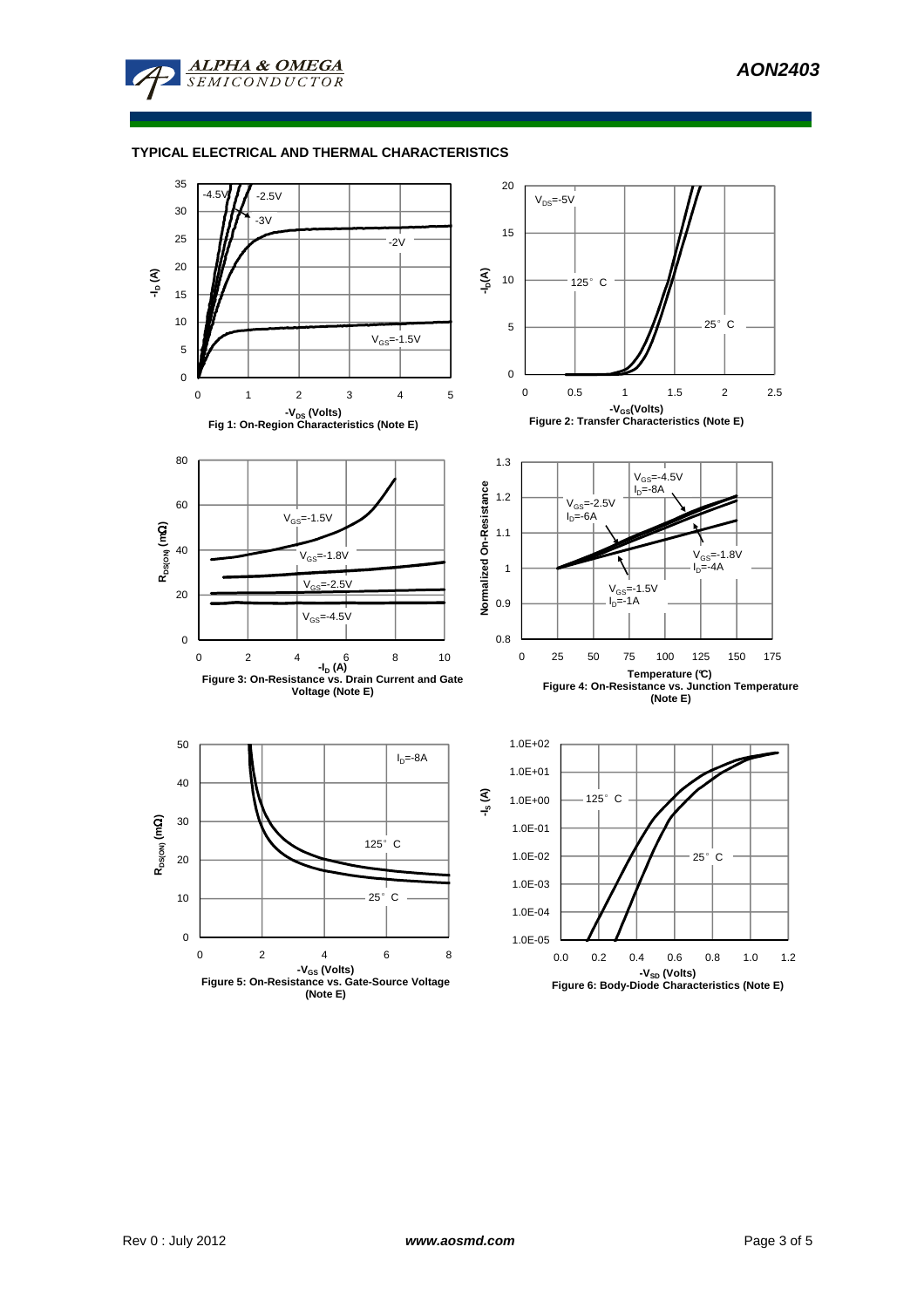### TYPICAL ELECTRICAL AND THERMAL CHARACTERISTICS

Fig 1: On-Region Characteristics (Note E)

Figure 2: Transfer Characteristics (Note E)

Figure 3: On-Resistance vs. Drain Current and Gate Voltage (Note E)

Figure 4: On-Resistance vs. Junction Temperature (Note E)

Figure 5: On-Resistance vs. Gate-Source Voltage (Note E)

Figure 6: Body-Diode Characteristics (Note E)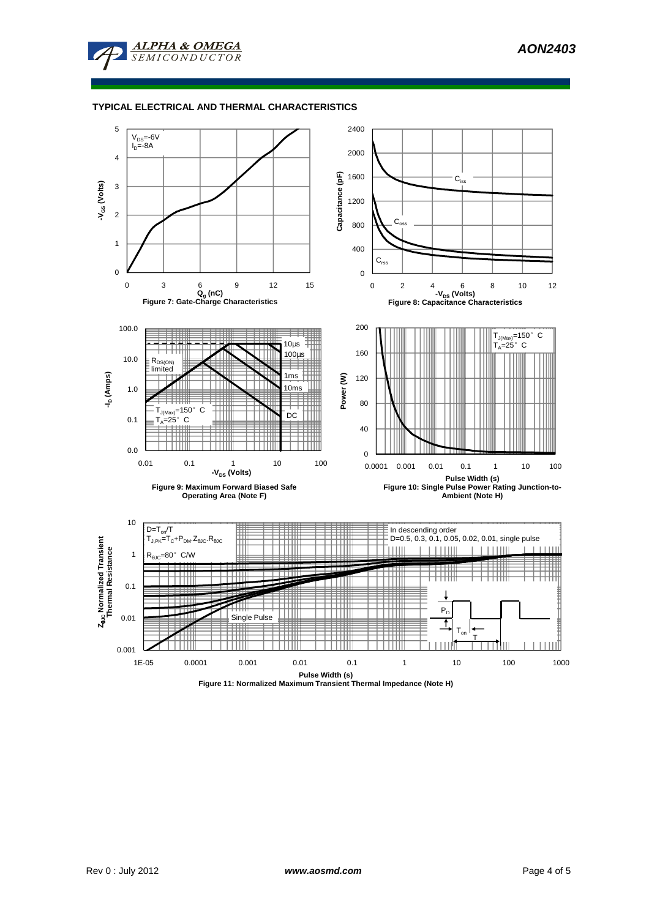## TYPICAL ELECTRICAL AND THERMAL CHARACTERISTICS

$V_{DS}$=-6V
$I_D$=-8A

$Q_g$ (nC)

**Figure 7: Gate-Charge Characteristics**

$C_{iss}$, $C_{oss}$, $C_{rss}$

$-V_{DS}$ (Volts)

**Figure 8: Capacitance Characteristics**

$R_{DS(ON)}$ limited

10µs, 100µs, 1ms, 10ms, DC

$T_{J(Max)}$=150° C
$T_A$=25° C

$-V_{DS}$ (Volts)

**Figure 9: Maximum Forward Biased Safe Operating Area (Note F)**

$T_{J(Max)}$=150° C
$T_A$=25° C

Pulse Width (s)

**Figure 10: Single Pulse Power Rating Junction-to-Ambient (Note H)**

$D=T_{on}/T$
$T_{J,PK}=T_C+P_{DM}.Z_{\theta JC}.R_{\theta JC}$
$R_{\theta JC}$=80° C/W

In descending order
D=0.5, 0.3, 0.1, 0.05, 0.02, 0.01, single pulse

Single Pulse

Pulse Width (s)

**Figure 11: Normalized Maximum Transient Thermal Impedance (Note H)**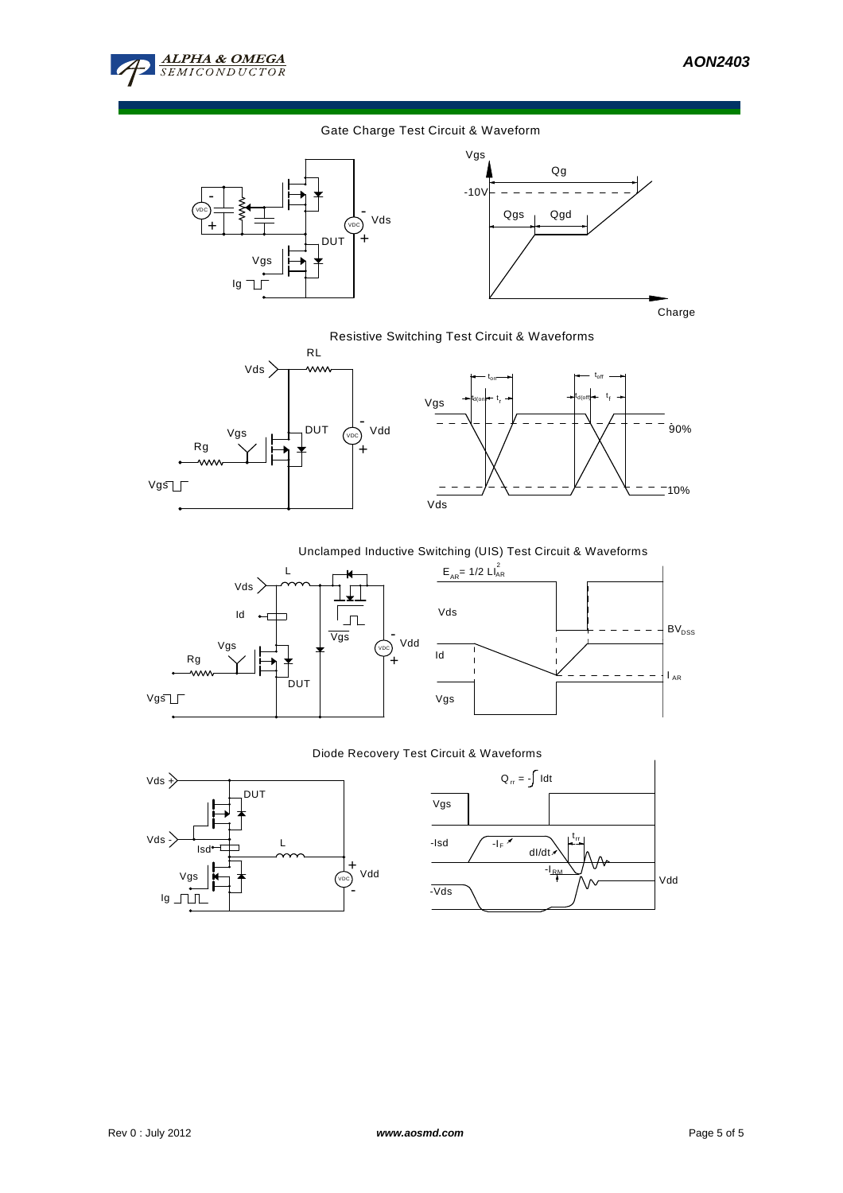Gate Charge Test Circuit & Waveform

VDC

\-

\+

VDC

\-

\+

Vds

DUT

Vgs

Ig

Vgs

Qg

-10V

Qgs

Qgd

Charge

Resistive Switching Test Circuit & Waveforms

RL

Vds

Vgs

DUT

VDC

\-

\+

Vdd

Rg

Vgs

$t_{on}$

$t_{d(on)}$

$t_r$

$t_{off}$

$t_{d(off)}$

$t_f$

Vgs

90%

10%

Vds

Unclamped Inductive Switching (UIS) Test Circuit & Waveforms

L

Vds

Id

Vgs

Rg

DUT

Vgs

Vgs

VDC

\-

\+

Vdd

$E_{AR} = 1/2\ LI_{AR}^2$

Vds

Id

Vgs

$BV_{DSS}$

$I_{AR}$

Diode Recovery Test Circuit & Waveforms

Vds +

DUT

Vds -

Isd

L

Vgs

Ig

\+

VDC

\-

Vdd

$Q_{rr} = -\int Idt$

Vgs

-Isd

$-I_F$

dI/dt

$t_{rr}$

$-I_{RM}$

-Vds

Vdd